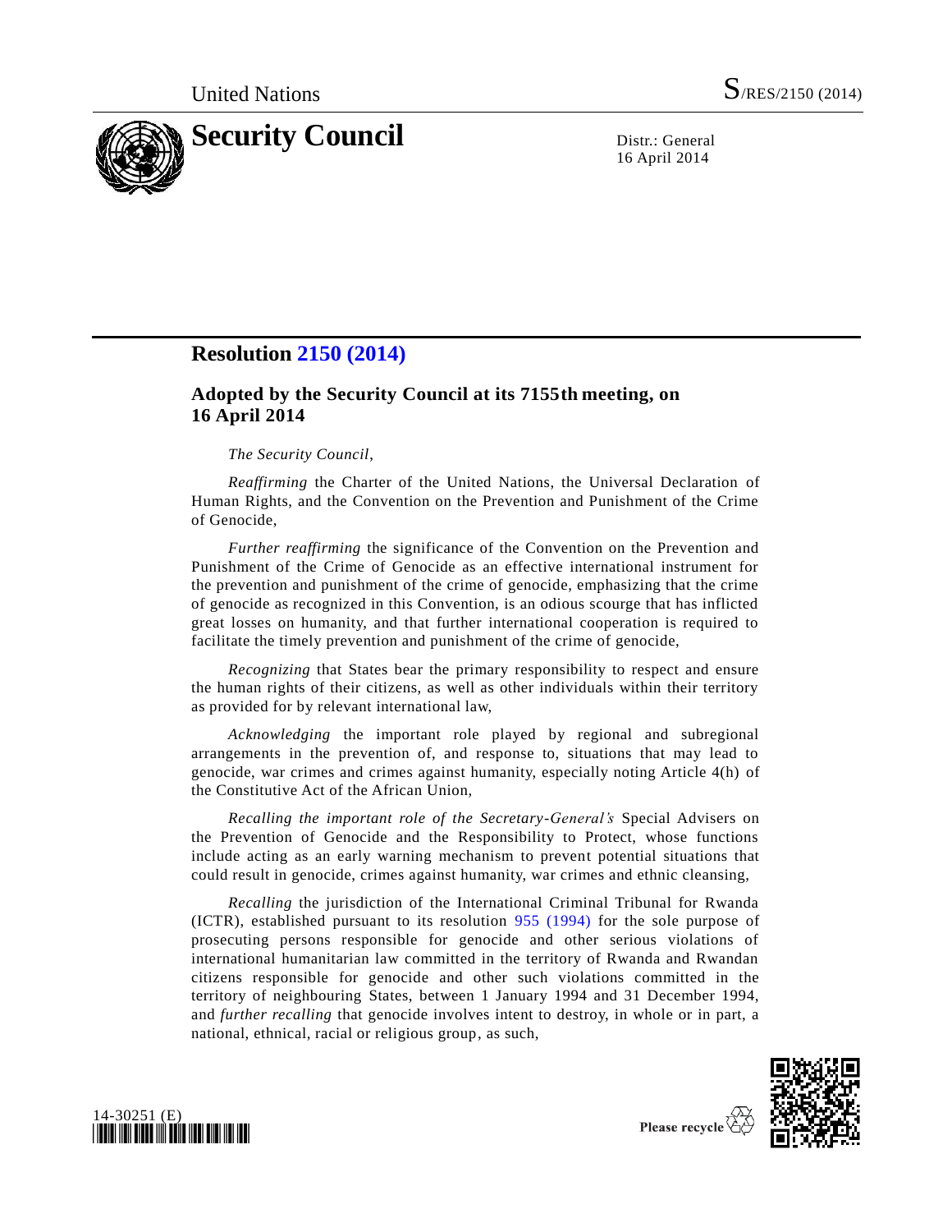United Nations S/RES/2150 (2014)

# Security Council

Distr.: General
16 April 2014

## Resolution 2150 (2014)

### Adopted by the Security Council at its 7155th meeting, on 16 April 2014

*The Security Council*,

*Reaffirming* the Charter of the United Nations, the Universal Declaration of Human Rights, and the Convention on the Prevention and Punishment of the Crime of Genocide,

*Further reaffirming* the significance of the Convention on the Prevention and Punishment of the Crime of Genocide as an effective international instrument for the prevention and punishment of the crime of genocide, emphasizing that the crime of genocide as recognized in this Convention, is an odious scourge that has inflicted great losses on humanity, and that further international cooperation is required to facilitate the timely prevention and punishment of the crime of genocide,

*Recognizing* that States bear the primary responsibility to respect and ensure the human rights of their citizens, as well as other individuals within their territory as provided for by relevant international law,

*Acknowledging* the important role played by regional and subregional arrangements in the prevention of, and response to, situations that may lead to genocide, war crimes and crimes against humanity, especially noting Article 4(h) of the Constitutive Act of the African Union,

*Recalling the important role of the Secretary-General's* Special Advisers on the Prevention of Genocide and the Responsibility to Protect, whose functions include acting as an early warning mechanism to prevent potential situations that could result in genocide, crimes against humanity, war crimes and ethnic cleansing,

*Recalling* the jurisdiction of the International Criminal Tribunal for Rwanda (ICTR), established pursuant to its resolution 955 (1994) for the sole purpose of prosecuting persons responsible for genocide and other serious violations of international humanitarian law committed in the territory of Rwanda and Rwandan citizens responsible for genocide and other such violations committed in the territory of neighbouring States, between 1 January 1994 and 31 December 1994, and *further recalling* that genocide involves intent to destroy, in whole or in part, a national, ethnical, racial or religious group, as such,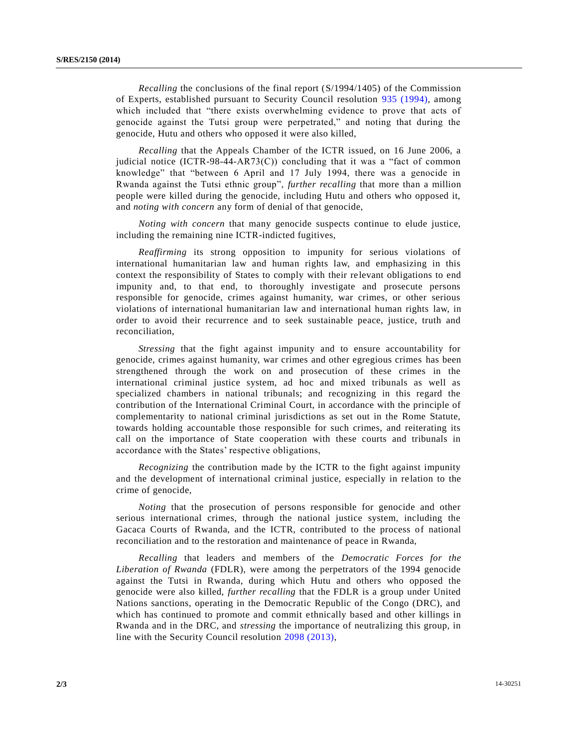*Recalling* the conclusions of the final report (S/1994/1405) of the Commission of Experts, established pursuant to Security Council resolution 935 (1994), among which included that "there exists overwhelming evidence to prove that acts of genocide against the Tutsi group were perpetrated," and noting that during the genocide, Hutu and others who opposed it were also killed,

*Recalling* that the Appeals Chamber of the ICTR issued, on 16 June 2006, a judicial notice (ICTR-98-44-AR73(C)) concluding that it was a "fact of common knowledge" that "between 6 April and 17 July 1994, there was a genocide in Rwanda against the Tutsi ethnic group", *further recalling* that more than a million people were killed during the genocide, including Hutu and others who opposed it, and *noting with concern* any form of denial of that genocide,

*Noting with concern* that many genocide suspects continue to elude justice, including the remaining nine ICTR-indicted fugitives,

*Reaffirming* its strong opposition to impunity for serious violations of international humanitarian law and human rights law, and emphasizing in this context the responsibility of States to comply with their relevant obligations to end impunity and, to that end, to thoroughly investigate and prosecute persons responsible for genocide, crimes against humanity, war crimes, or other serious violations of international humanitarian law and international human rights law, in order to avoid their recurrence and to seek sustainable peace, justice, truth and reconciliation,

*Stressing* that the fight against impunity and to ensure accountability for genocide, crimes against humanity, war crimes and other egregious crimes has been strengthened through the work on and prosecution of these crimes in the international criminal justice system, ad hoc and mixed tribunals as well as specialized chambers in national tribunals; and recognizing in this regard the contribution of the International Criminal Court, in accordance with the principle of complementarity to national criminal jurisdictions as set out in the Rome Statute, towards holding accountable those responsible for such crimes, and reiterating its call on the importance of State cooperation with these courts and tribunals in accordance with the States' respective obligations,

*Recognizing* the contribution made by the ICTR to the fight against impunity and the development of international criminal justice, especially in relation to the crime of genocide,

*Noting* that the prosecution of persons responsible for genocide and other serious international crimes, through the national justice system, including the Gacaca Courts of Rwanda, and the ICTR, contributed to the process of national reconciliation and to the restoration and maintenance of peace in Rwanda,

*Recalling* that leaders and members of the *Democratic Forces for the Liberation of Rwanda* (FDLR), were among the perpetrators of the 1994 genocide against the Tutsi in Rwanda, during which Hutu and others who opposed the genocide were also killed, *further recalling* that the FDLR is a group under United Nations sanctions, operating in the Democratic Republic of the Congo (DRC), and which has continued to promote and commit ethnically based and other killings in Rwanda and in the DRC, and *stressing* the importance of neutralizing this group, in line with the Security Council resolution 2098 (2013),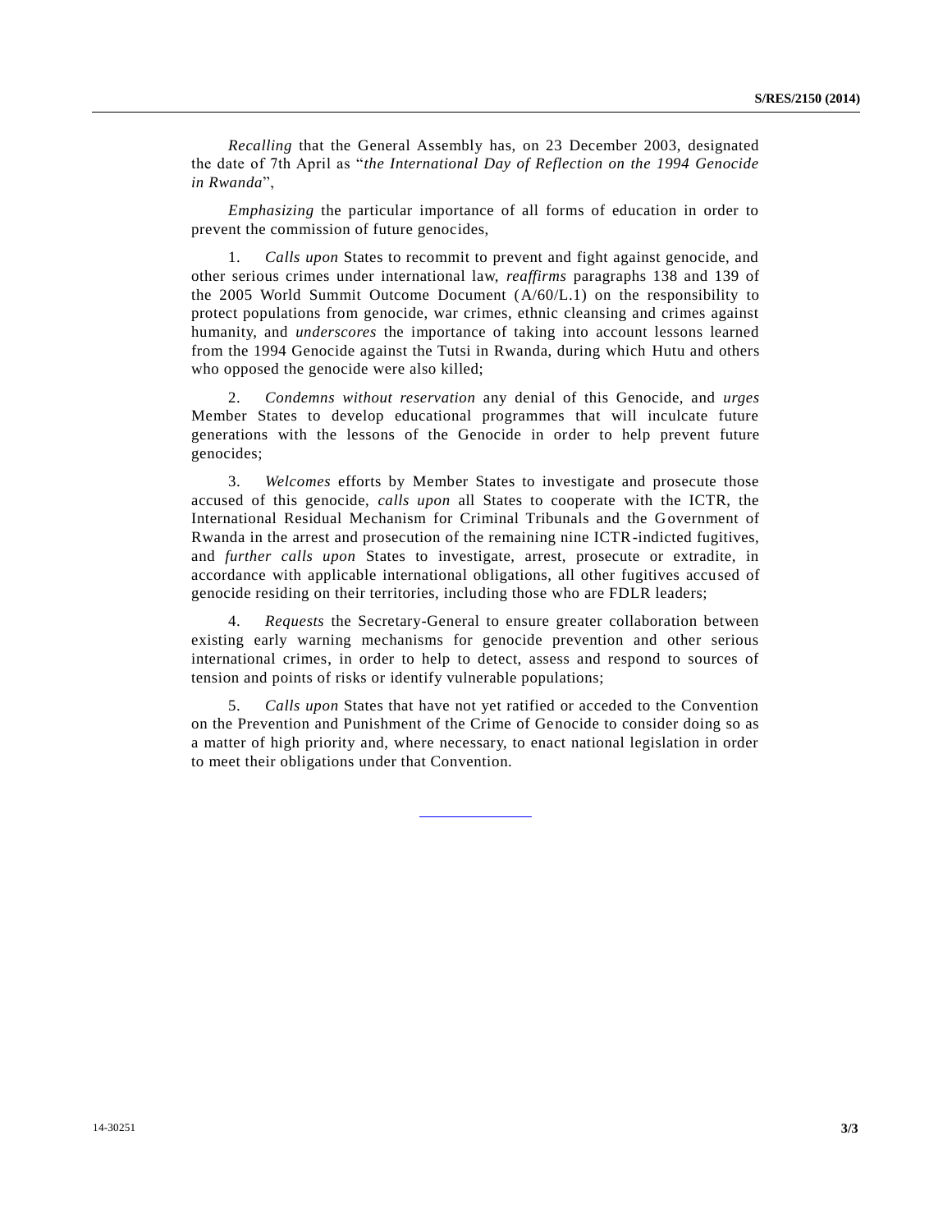*Recalling* that the General Assembly has, on 23 December 2003, designated the date of 7th April as "*the International Day of Reflection on the 1994 Genocide in Rwanda*",

*Emphasizing* the particular importance of all forms of education in order to prevent the commission of future genocides,

1. *Calls upon* States to recommit to prevent and fight against genocide, and other serious crimes under international law, *reaffirms* paragraphs 138 and 139 of the 2005 World Summit Outcome Document (A/60/L.1) on the responsibility to protect populations from genocide, war crimes, ethnic cleansing and crimes against humanity, and *underscores* the importance of taking into account lessons learned from the 1994 Genocide against the Tutsi in Rwanda, during which Hutu and others who opposed the genocide were also killed;

2. *Condemns without reservation* any denial of this Genocide, and *urges* Member States to develop educational programmes that will inculcate future generations with the lessons of the Genocide in order to help prevent future genocides;

3. *Welcomes* efforts by Member States to investigate and prosecute those accused of this genocide, *calls upon* all States to cooperate with the ICTR, the International Residual Mechanism for Criminal Tribunals and the Government of Rwanda in the arrest and prosecution of the remaining nine ICTR-indicted fugitives, and *further calls upon* States to investigate, arrest, prosecute or extradite, in accordance with applicable international obligations, all other fugitives accused of genocide residing on their territories, including those who are FDLR leaders;

4. *Requests* the Secretary-General to ensure greater collaboration between existing early warning mechanisms for genocide prevention and other serious international crimes, in order to help to detect, assess and respond to sources of tension and points of risks or identify vulnerable populations;

5. *Calls upon* States that have not yet ratified or acceded to the Convention on the Prevention and Punishment of the Crime of Genocide to consider doing so as a matter of high priority and, where necessary, to enact national legislation in order to meet their obligations under that Convention.